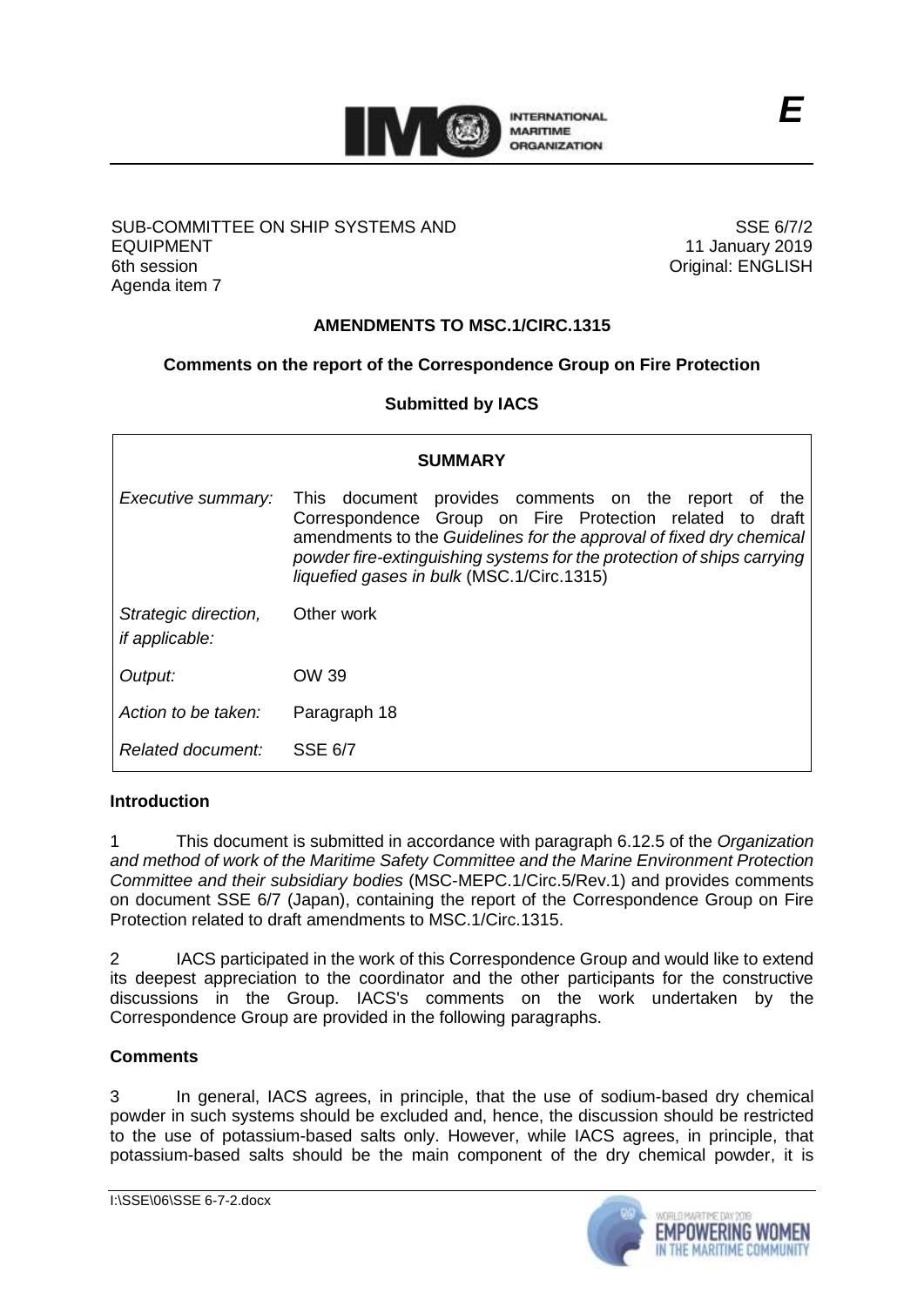SUB-COMMITTEE ON SHIP SYSTEMS AND EQUIPMENT
6th session
Agenda item 7

SSE 6/7/2
11 January 2019
Original: ENGLISH

E

**AMENDMENTS TO MSC.1/CIRC.1315**

**Comments on the report of the Correspondence Group on Fire Protection**

**Submitted by IACS**

| SUMMARY | |
|---|---|
| *Executive summary:* | This document provides comments on the report of the Correspondence Group on Fire Protection related to draft amendments to the *Guidelines for the approval of fixed dry chemical powder fire-extinguishing systems for the protection of ships carrying liquefied gases in bulk* (MSC.1/Circ.1315) |
| *Strategic direction, if applicable:* | Other work |
| *Output:* | OW 39 |
| *Action to be taken:* | Paragraph 18 |
| *Related document:* | SSE 6/7 |

## Introduction

1 This document is submitted in accordance with paragraph 6.12.5 of the *Organization and method of work of the Maritime Safety Committee and the Marine Environment Protection Committee and their subsidiary bodies* (MSC-MEPC.1/Circ.5/Rev.1) and provides comments on document SSE 6/7 (Japan), containing the report of the Correspondence Group on Fire Protection related to draft amendments to MSC.1/Circ.1315.

2 IACS participated in the work of this Correspondence Group and would like to extend its deepest appreciation to the coordinator and the other participants for the constructive discussions in the Group. IACS's comments on the work undertaken by the Correspondence Group are provided in the following paragraphs.

## Comments

3 In general, IACS agrees, in principle, that the use of sodium-based dry chemical powder in such systems should be excluded and, hence, the discussion should be restricted to the use of potassium-based salts only. However, while IACS agrees, in principle, that potassium-based salts should be the main component of the dry chemical powder, it is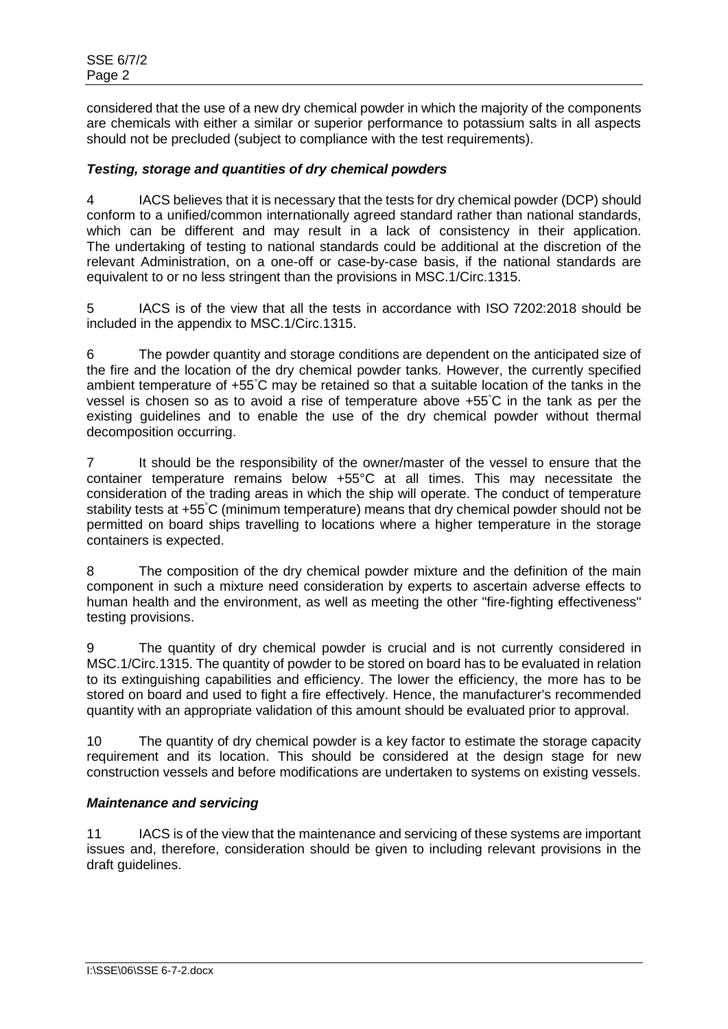considered that the use of a new dry chemical powder in which the majority of the components are chemicals with either a similar or superior performance to potassium salts in all aspects should not be precluded (subject to compliance with the test requirements).

***Testing, storage and quantities of dry chemical powders***

4 IACS believes that it is necessary that the tests for dry chemical powder (DCP) should conform to a unified/common internationally agreed standard rather than national standards, which can be different and may result in a lack of consistency in their application. The undertaking of testing to national standards could be additional at the discretion of the relevant Administration, on a one-off or case-by-case basis, if the national standards are equivalent to or no less stringent than the provisions in MSC.1/Circ.1315.

5 IACS is of the view that all the tests in accordance with ISO 7202:2018 should be included in the appendix to MSC.1/Circ.1315.

6 The powder quantity and storage conditions are dependent on the anticipated size of the fire and the location of the dry chemical powder tanks. However, the currently specified ambient temperature of +55°C may be retained so that a suitable location of the tanks in the vessel is chosen so as to avoid a rise of temperature above +55°C in the tank as per the existing guidelines and to enable the use of the dry chemical powder without thermal decomposition occurring.

7 It should be the responsibility of the owner/master of the vessel to ensure that the container temperature remains below +55°C at all times. This may necessitate the consideration of the trading areas in which the ship will operate. The conduct of temperature stability tests at +55°C (minimum temperature) means that dry chemical powder should not be permitted on board ships travelling to locations where a higher temperature in the storage containers is expected.

8 The composition of the dry chemical powder mixture and the definition of the main component in such a mixture need consideration by experts to ascertain adverse effects to human health and the environment, as well as meeting the other "fire-fighting effectiveness" testing provisions.

9 The quantity of dry chemical powder is crucial and is not currently considered in MSC.1/Circ.1315. The quantity of powder to be stored on board has to be evaluated in relation to its extinguishing capabilities and efficiency. The lower the efficiency, the more has to be stored on board and used to fight a fire effectively. Hence, the manufacturer's recommended quantity with an appropriate validation of this amount should be evaluated prior to approval.

10 The quantity of dry chemical powder is a key factor to estimate the storage capacity requirement and its location. This should be considered at the design stage for new construction vessels and before modifications are undertaken to systems on existing vessels.

***Maintenance and servicing***

11 IACS is of the view that the maintenance and servicing of these systems are important issues and, therefore, consideration should be given to including relevant provisions in the draft guidelines.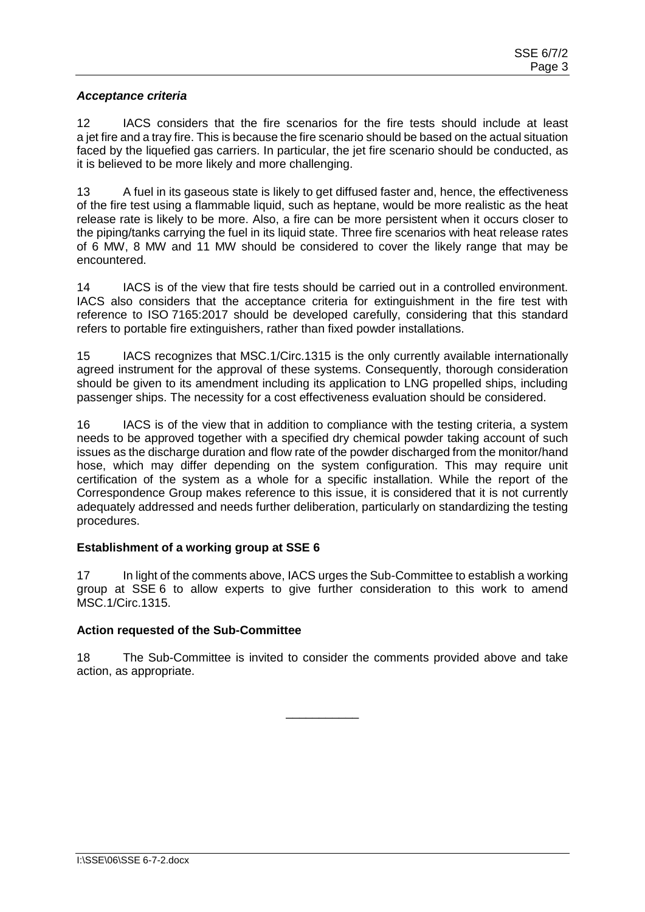### *Acceptance criteria*

12 IACS considers that the fire scenarios for the fire tests should include at least a jet fire and a tray fire. This is because the fire scenario should be based on the actual situation faced by the liquefied gas carriers. In particular, the jet fire scenario should be conducted, as it is believed to be more likely and more challenging.

13 A fuel in its gaseous state is likely to get diffused faster and, hence, the effectiveness of the fire test using a flammable liquid, such as heptane, would be more realistic as the heat release rate is likely to be more. Also, a fire can be more persistent when it occurs closer to the piping/tanks carrying the fuel in its liquid state. Three fire scenarios with heat release rates of 6 MW, 8 MW and 11 MW should be considered to cover the likely range that may be encountered.

14 IACS is of the view that fire tests should be carried out in a controlled environment. IACS also considers that the acceptance criteria for extinguishment in the fire test with reference to ISO 7165:2017 should be developed carefully, considering that this standard refers to portable fire extinguishers, rather than fixed powder installations.

15 IACS recognizes that MSC.1/Circ.1315 is the only currently available internationally agreed instrument for the approval of these systems. Consequently, thorough consideration should be given to its amendment including its application to LNG propelled ships, including passenger ships. The necessity for a cost effectiveness evaluation should be considered.

16 IACS is of the view that in addition to compliance with the testing criteria, a system needs to be approved together with a specified dry chemical powder taking account of such issues as the discharge duration and flow rate of the powder discharged from the monitor/hand hose, which may differ depending on the system configuration. This may require unit certification of the system as a whole for a specific installation. While the report of the Correspondence Group makes reference to this issue, it is considered that it is not currently adequately addressed and needs further deliberation, particularly on standardizing the testing procedures.

### Establishment of a working group at SSE 6

17 In light of the comments above, IACS urges the Sub-Committee to establish a working group at SSE 6 to allow experts to give further consideration to this work to amend MSC.1/Circ.1315.

### Action requested of the Sub-Committee

18 The Sub-Committee is invited to consider the comments provided above and take action, as appropriate.

___________